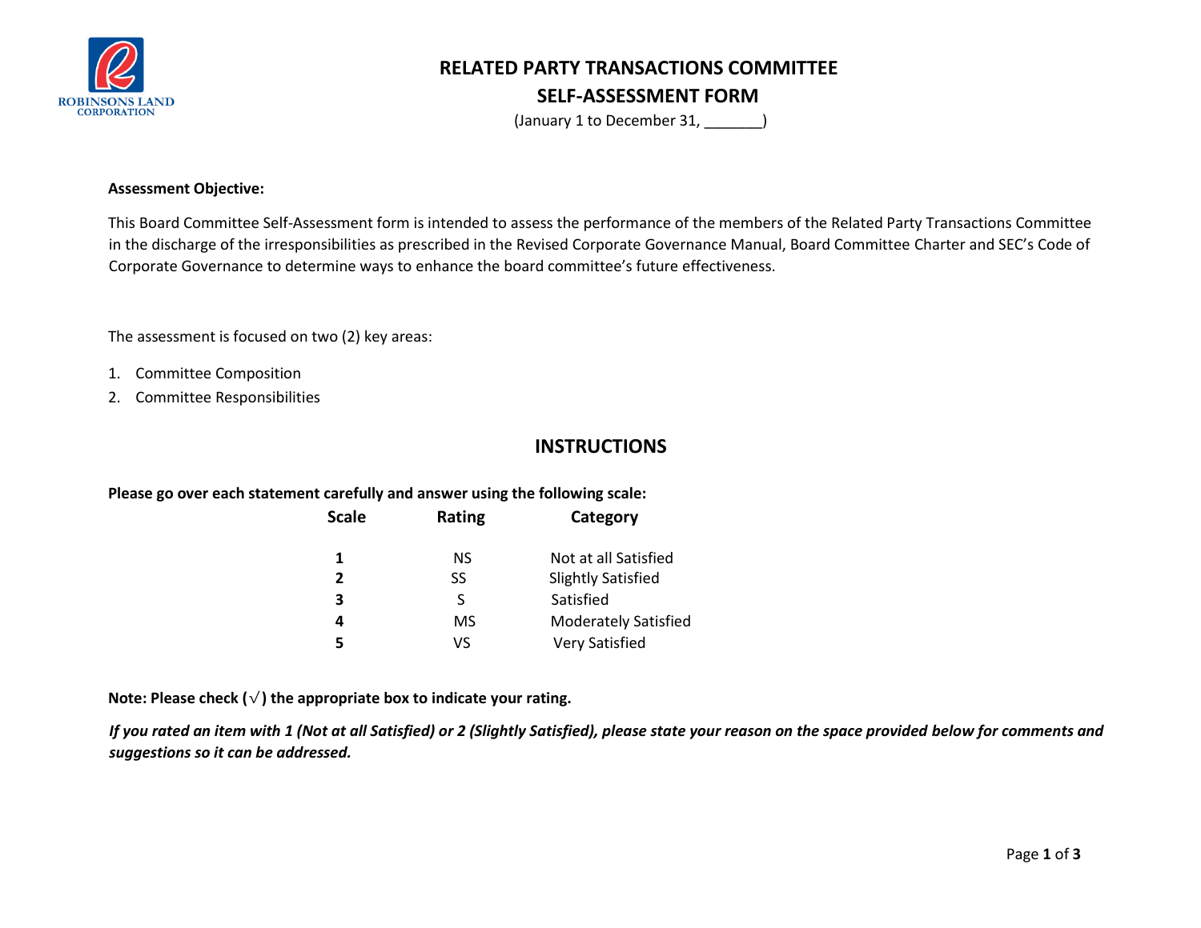# RELATED PARTY TRANSACTIONS COMMITTEE

## SELF-ASSESSMENT FORM

(January 1 to December 31, _______)

**Assessment Objective:**

This Board Committee Self-Assessment form is intended to assess the performance of the members of the Related Party Transactions Committee in the discharge of the irresponsibilities as prescribed in the Revised Corporate Governance Manual, Board Committee Charter and SEC's Code of Corporate Governance to determine ways to enhance the board committee's future effectiveness.

The assessment is focused on two (2) key areas:

1. Committee Composition
2. Committee Responsibilities

## INSTRUCTIONS

**Please go over each statement carefully and answer using the following scale:**

| Scale | Rating | Category |
|---|---|---|
| **1** | NS | Not at all Satisfied |
| **2** | SS | Slightly Satisfied |
| **3** | S | Satisfied |
| **4** | MS | Moderately Satisfied |
| **5** | VS | Very Satisfied |

**Note: Please check (√) the appropriate box to indicate your rating.**

***If you rated an item with 1 (Not at all Satisfied) or 2 (Slightly Satisfied), please state your reason on the space provided below for comments and suggestions so it can be addressed.***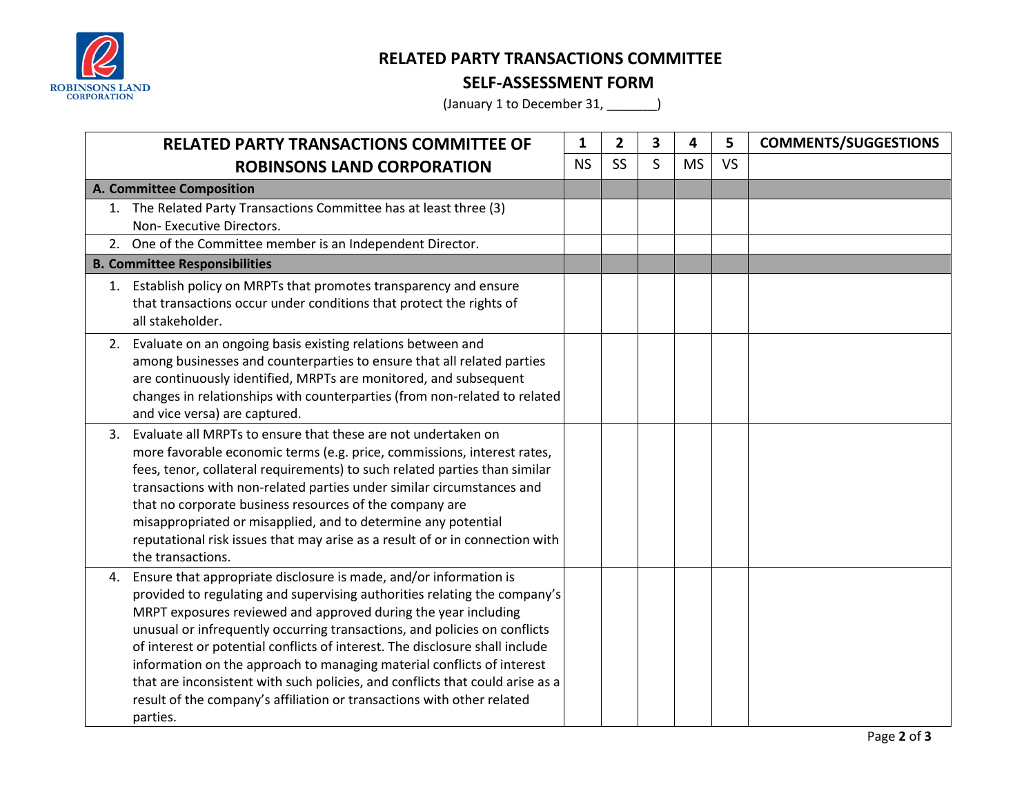# RELATED PARTY TRANSACTIONS COMMITTEE

## SELF-ASSESSMENT FORM

(January 1 to December 31, _______)

| RELATED PARTY TRANSACTIONS COMMITTEE OF ROBINSONS LAND CORPORATION | 1 | 2 | 3 | 4 | 5 | COMMENTS/SUGGESTIONS |
|---|---|---|---|---|---|---|
| | NS | SS | S | MS | VS | |
| **A. Committee Composition** | | | | | | |
| 1. The Related Party Transactions Committee has at least three (3) Non- Executive Directors. | | | | | | |
| 2. One of the Committee member is an Independent Director. | | | | | | |
| **B. Committee Responsibilities** | | | | | | |
| 1. Establish policy on MRPTs that promotes transparency and ensure that transactions occur under conditions that protect the rights of all stakeholder. | | | | | | |
| 2. Evaluate on an ongoing basis existing relations between and among businesses and counterparties to ensure that all related parties are continuously identified, MRPTs are monitored, and subsequent changes in relationships with counterparties (from non-related to related and vice versa) are captured. | | | | | | |
| 3. Evaluate all MRPTs to ensure that these are not undertaken on more favorable economic terms (e.g. price, commissions, interest rates, fees, tenor, collateral requirements) to such related parties than similar transactions with non-related parties under similar circumstances and that no corporate business resources of the company are misappropriated or misapplied, and to determine any potential reputational risk issues that may arise as a result of or in connection with the transactions. | | | | | | |
| 4. Ensure that appropriate disclosure is made, and/or information is provided to regulating and supervising authorities relating the company's MRPT exposures reviewed and approved during the year including unusual or infrequently occurring transactions, and policies on conflicts of interest or potential conflicts of interest. The disclosure shall include information on the approach to managing material conflicts of interest that are inconsistent with such policies, and conflicts that could arise as a result of the company's affiliation or transactions with other related parties. | | | | | | |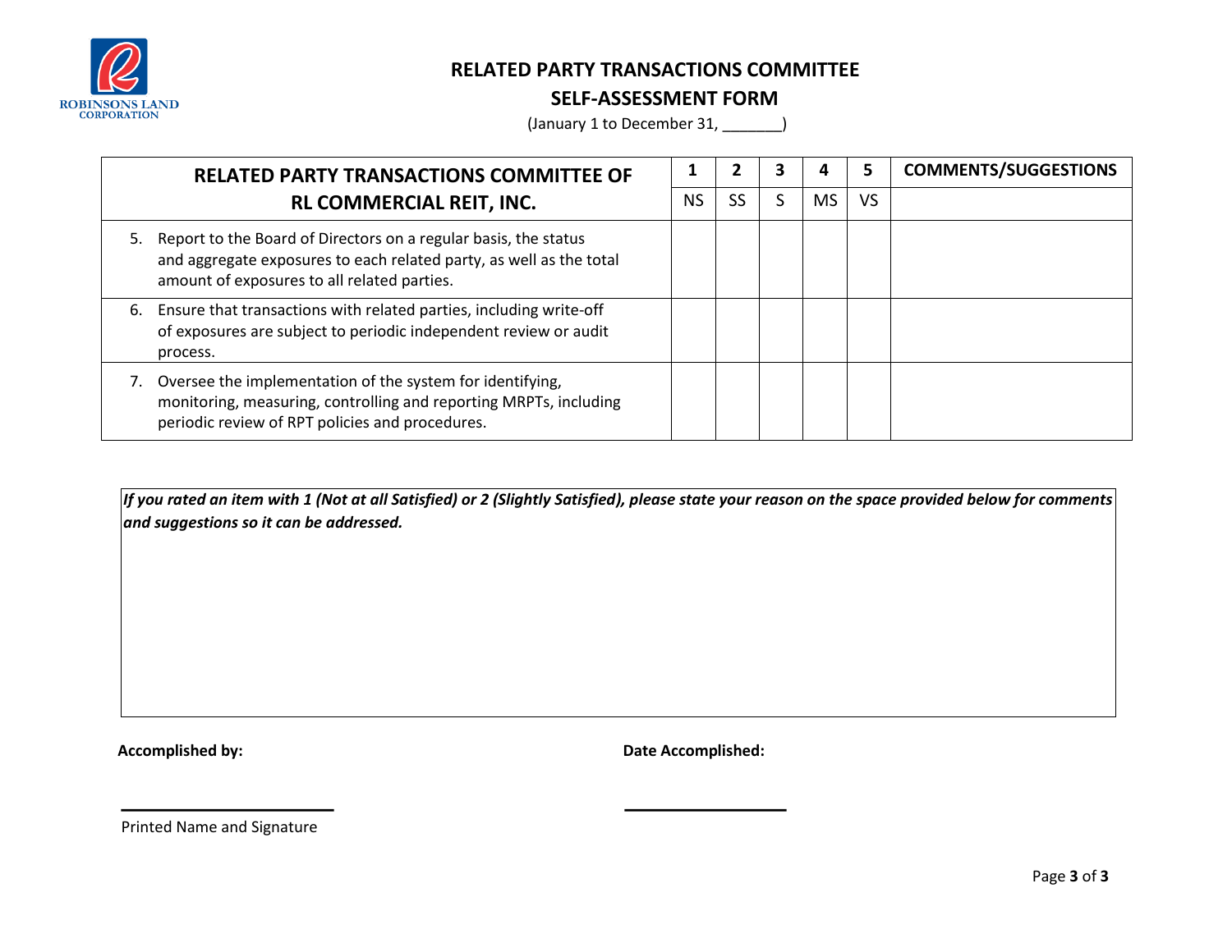ROBINSONS LAND CORPORATION

# RELATED PARTY TRANSACTIONS COMMITTEE
# SELF-ASSESSMENT FORM

(January 1 to December 31, _______)

| RELATED PARTY TRANSACTIONS COMMITTEE OF RL COMMERCIAL REIT, INC. | 1 | 2 | 3 | 4 | 5 | COMMENTS/SUGGESTIONS |
|---|---|---|---|---|---|---|
| | NS | SS | S | MS | VS | |
| 5. Report to the Board of Directors on a regular basis, the status and aggregate exposures to each related party, as well as the total amount of exposures to all related parties. | | | | | | |
| 6. Ensure that transactions with related parties, including write-off of exposures are subject to periodic independent review or audit process. | | | | | | |
| 7. Oversee the implementation of the system for identifying, monitoring, measuring, controlling and reporting MRPTs, including periodic review of RPT policies and procedures. | | | | | | |

***If you rated an item with 1 (Not at all Satisfied) or 2 (Slightly Satisfied), please state your reason on the space provided below for comments and suggestions so it can be addressed.***

**Accomplished by:**

_________________________

Printed Name and Signature

**Date Accomplished:**

_________________